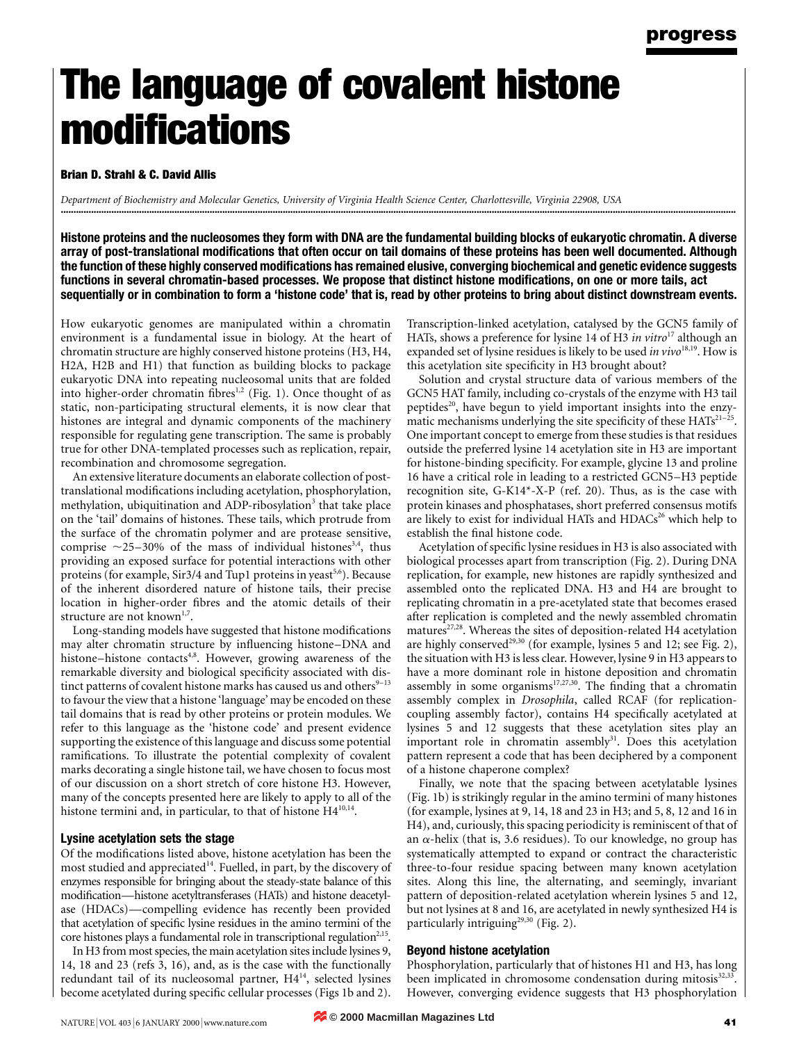# The language of covalent histone modifications

**Brian D. Strahl & C. David Allis**

*Department of Biochemistry and Molecular Genetics, University of Virginia Health Science Center, Charlottesville, Virginia 22908, USA*

**Histone proteins and the nucleosomes they form with DNA are the fundamental building blocks of eukaryotic chromatin. A diverse array of post-translational modifications that often occur on tail domains of these proteins has been well documented. Although the function of these highly conserved modifications has remained elusive, converging biochemical and genetic evidence suggests functions in several chromatin-based processes. We propose that distinct histone modifications, on one or more tails, act sequentially or in combination to form a 'histone code' that is, read by other proteins to bring about distinct downstream events.**

How eukaryotic genomes are manipulated within a chromatin environment is a fundamental issue in biology. At the heart of chromatin structure are highly conserved histone proteins (H3, H4, H2A, H2B and H1) that function as building blocks to package eukaryotic DNA into repeating nucleosomal units that are folded into higher-order chromatin fibres[1,2] (Fig. 1). Once thought of as static, non-participating structural elements, it is now clear that histones are integral and dynamic components of the machinery responsible for regulating gene transcription. The same is probably true for other DNA-templated processes such as replication, repair, recombination and chromosome segregation.

An extensive literature documents an elaborate collection of post-translational modifications including acetylation, phosphorylation, methylation, ubiquitination and ADP-ribosylation[3] that take place on the 'tail' domains of histones. These tails, which protrude from the surface of the chromatin polymer and are protease sensitive, comprise ~25–30% of the mass of individual histones[3,4], thus providing an exposed surface for potential interactions with other proteins (for example, Sir3/4 and Tup1 proteins in yeast[5,6]). Because of the inherent disordered nature of histone tails, their precise location in higher-order fibres and the atomic details of their structure are not known[1,7].

Long-standing models have suggested that histone modifications may alter chromatin structure by influencing histone–DNA and histone–histone contacts[4,8]. However, growing awareness of the remarkable diversity and biological specificity associated with distinct patterns of covalent histone marks has caused us and others[9–13] to favour the view that a histone 'language' may be encoded on these tail domains that is read by other proteins or protein modules. We refer to this language as the 'histone code' and present evidence supporting the existence of this language and discuss some potential ramifications. To illustrate the potential complexity of covalent marks decorating a single histone tail, we have chosen to focus most of our discussion on a short stretch of core histone H3. However, many of the concepts presented here are likely to apply to all of the histone termini and, in particular, to that of histone H4[10,14].

### Lysine acetylation sets the stage

Of the modifications listed above, histone acetylation has been the most studied and appreciated[14]. Fuelled, in part, by the discovery of enzymes responsible for bringing about the steady-state balance of this modification—histone acetyltransferases (HATs) and histone deacetylase (HDACs)—compelling evidence has recently been provided that acetylation of specific lysine residues in the amino termini of the core histones plays a fundamental role in transcriptional regulation[2,15].

In H3 from most species, the main acetylation sites include lysines 9, 14, 18 and 23 (refs 3, 16), and, as is the case with the functionally redundant tail of its nucleosomal partner, H4[14], selected lysines become acetylated during specific cellular processes (Figs 1b and 2). Transcription-linked acetylation, catalysed by the GCN5 family of HATs, shows a preference for lysine 14 of H3 *in vitro*[17] although an expanded set of lysine residues is likely to be used *in vivo*[18,19]. How is this acetylation site specificity in H3 brought about?

Solution and crystal structure data of various members of the GCN5 HAT family, including co-crystals of the enzyme with H3 tail peptides[20], have begun to yield important insights into the enzymatic mechanisms underlying the site specificity of these HATs[21–25]. One important concept to emerge from these studies is that residues outside the preferred lysine 14 acetylation site in H3 are important for histone-binding specificity. For example, glycine 13 and proline 16 have a critical role in leading to a restricted GCN5–H3 peptide recognition site, G-K14*-X-P (ref. 20). Thus, as is the case with protein kinases and phosphatases, short preferred consensus motifs are likely to exist for individual HATs and HDACs[26] which help to establish the final histone code.

Acetylation of specific lysine residues in H3 is also associated with biological processes apart from transcription (Fig. 2). During DNA replication, for example, new histones are rapidly synthesized and assembled onto the replicated DNA. H3 and H4 are brought to replicating chromatin in a pre-acetylated state that becomes erased after replication is completed and the newly assembled chromatin matures[27,28]. Whereas the sites of deposition-related H4 acetylation are highly conserved[29,30] (for example, lysines 5 and 12; see Fig. 2), the situation with H3 is less clear. However, lysine 9 in H3 appears to have a more dominant role in histone deposition and chromatin assembly in some organisms[17,27,30]. The finding that a chromatin assembly complex in *Drosophila*, called RCAF (for replication-coupling assembly factor), contains H4 specifically acetylated at lysines 5 and 12 suggests that these acetylation sites play an important role in chromatin assembly[31]. Does this acetylation pattern represent a code that has been deciphered by a component of a histone chaperone complex?

Finally, we note that the spacing between acetylatable lysines (Fig. 1b) is strikingly regular in the amino termini of many histones (for example, lysines at 9, 14, 18 and 23 in H3; and 5, 8, 12 and 16 in H4), and, curiously, this spacing periodicity is reminiscent of that of an $\alpha$-helix (that is, 3.6 residues). To our knowledge, no group has systematically attempted to expand or contract the characteristic three-to-four residue spacing between many known acetylation sites. Along this line, the alternating, and seemingly, invariant pattern of deposition-related acetylation wherein lysines 5 and 12, but not lysines at 8 and 16, are acetylated in newly synthesized H4 is particularly intriguing[29,30] (Fig. 2).

### Beyond histone acetylation

Phosphorylation, particularly that of histones H1 and H3, has long been implicated in chromosome condensation during mitosis[32,33]. However, converging evidence suggests that H3 phosphorylation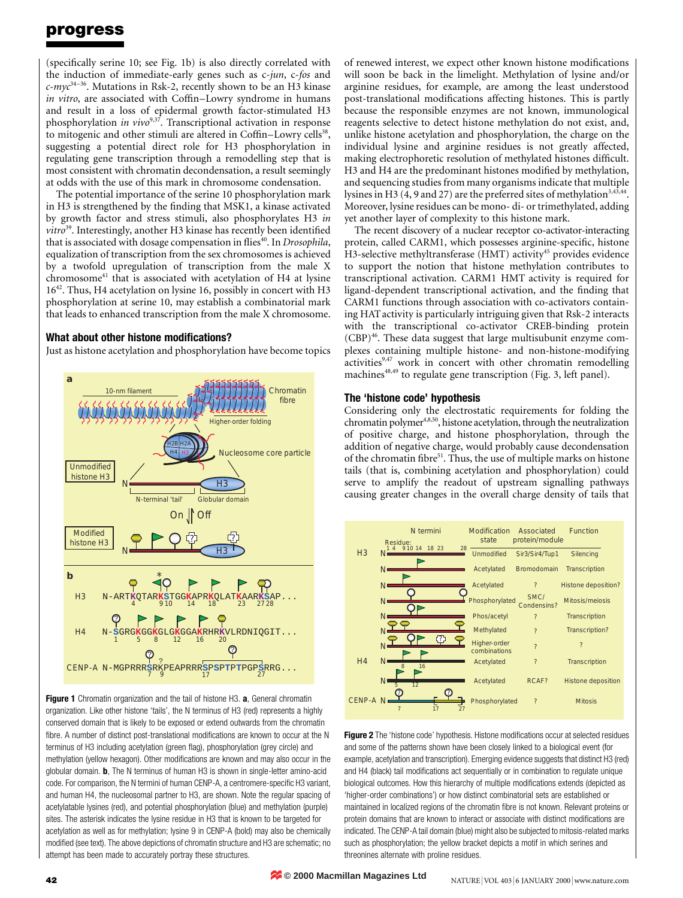(specifically serine 10; see Fig. 1b) is also directly correlated with the induction of immediate-early genes such as c-*jun*, c-*fos* and c-*myc*[34–36]. Mutations in Rsk-2, recently shown to be an H3 kinase *in vitro*, are associated with Coffin–Lowry syndrome in humans and result in a loss of epidermal growth factor-stimulated H3 phosphorylation *in vivo*[9,37]. Transcriptional activation in response to mitogenic and other stimuli are altered in Coffin–Lowry cells[38], suggesting a potential direct role for H3 phosphorylation in regulating gene transcription through a remodelling step that is most consistent with chromatin decondensation, a result seemingly at odds with the use of this mark in chromosome condensation.

The potential importance of the serine 10 phosphorylation mark in H3 is strengthened by the finding that MSK1, a kinase activated by growth factor and stress stimuli, also phosphorylates H3 *in vitro*[39]. Interestingly, another H3 kinase has recently been identified that is associated with dosage compensation in flies[40]. In *Drosophila*, equalization of transcription from the sex chromosomes is achieved by a twofold upregulation of transcription from the male X chromosome[41] that is associated with acetylation of H4 at lysine 16[42]. Thus, H4 acetylation on lysine 16, possibly in concert with H3 phosphorylation at serine 10, may establish a combinatorial mark that leads to enhanced transcription from the male X chromosome.

### What about other histone modifications?

Just as histone acetylation and phosphorylation have become topics of renewed interest, we expect other known histone modifications will soon be back in the limelight. Methylation of lysine and/or arginine residues, for example, are among the least understood post-translational modifications affecting histones. This is partly because the responsible enzymes are not known, immunological reagents selective to detect histone methylation do not exist, and, unlike histone acetylation and phosphorylation, the charge on the individual lysine and arginine residues is not greatly affected, making electrophoretic resolution of methylated histones difficult. H3 and H4 are the predominant histones modified by methylation, and sequencing studies from many organisms indicate that multiple lysines in H3 (4, 9 and 27) are the preferred sites of methylation[3,43,44]. Moreover, lysine residues can be mono- di- or trimethylated, adding yet another layer of complexity to this histone mark.

The recent discovery of a nuclear receptor co-activator-interacting protein, called CARM1, which possesses arginine-specific, histone H3-selective methyltransferase (HMT) activity[45] provides evidence to support the notion that histone methylation contributes to transcriptional activation. CARM1 HMT activity is required for ligand-dependent transcriptional activation, and the finding that CARM1 functions through association with co-activators containing HAT activity is particularly intriguing given that Rsk-2 interacts with the transcriptional co-activator CREB-binding protein (CBP)[46]. These data suggest that large multisubunit enzyme complexes containing multiple histone- and non-histone-modifying activities[9,47] work in concert with other chromatin remodelling machines[48,49] to regulate gene transcription (Fig. 3, left panel).

### The 'histone code' hypothesis

Considering only the electrostatic requirements for folding the chromatin polymer[4,8,50], histone acetylation, through the neutralization of positive charge, and histone phosphorylation, through the addition of negative charge, would probably cause decondensation of the chromatin fibre[51]. Thus, the use of multiple marks on histone tails (that is, combining acetylation and phosphorylation) could serve to amplify the readout of upstream signalling pathways causing greater changes in the overall charge density of tails that

**Figure 1** Chromatin organization and the tail of histone H3. **a**, General chromatin organization. Like other histone 'tails', the N terminus of H3 (red) represents a highly conserved domain that is likely to be exposed or extend outwards from the chromatin fibre. A number of distinct post-translational modifications are known to occur at the N terminus of H3 including acetylation (green flag), phosphorylation (grey circle) and methylation (yellow hexagon). Other modifications are known and may also occur in the globular domain. **b**, The N terminus of human H3 is shown in single-letter amino-acid code. For comparison, the N termini of human CENP-A, a centromere-specific H3 variant, and human H4, the nucleosomal partner to H3, are shown. Note the regular spacing of acetylatable lysines (red), and potential phosphorylation (blue) and methylation (purple) sites. The asterisk indicates the lysine residue in H3 that is known to be targeted for acetylation as well as for methylation; lysine 9 in CENP-A (bold) may also be chemically modified (see text). The above depictions of chromatin structure and H3 are schematic; no attempt has been made to accurately portray these structures.

**Figure 2** The 'histone code' hypothesis. Histone modifications occur at selected residues and some of the patterns shown have been closely linked to a biological event (for example, acetylation and transcription). Emerging evidence suggests that distinct H3 (red) and H4 (black) tail modifications act sequentially or in combination to regulate unique biological outcomes. How this hierarchy of multiple modifications extends (depicted as 'higher-order combinations') or how distinct combinatorial sets are established or maintained in localized regions of the chromatin fibre is not known. Relevant proteins or protein domains that are known to interact or associate with distinct modifications are indicated. The CENP-A tail domain (blue) might also be subjected to mitosis-related marks such as phosphorylation; the yellow bracket depicts a motif in which serines and threonines alternate with proline residues.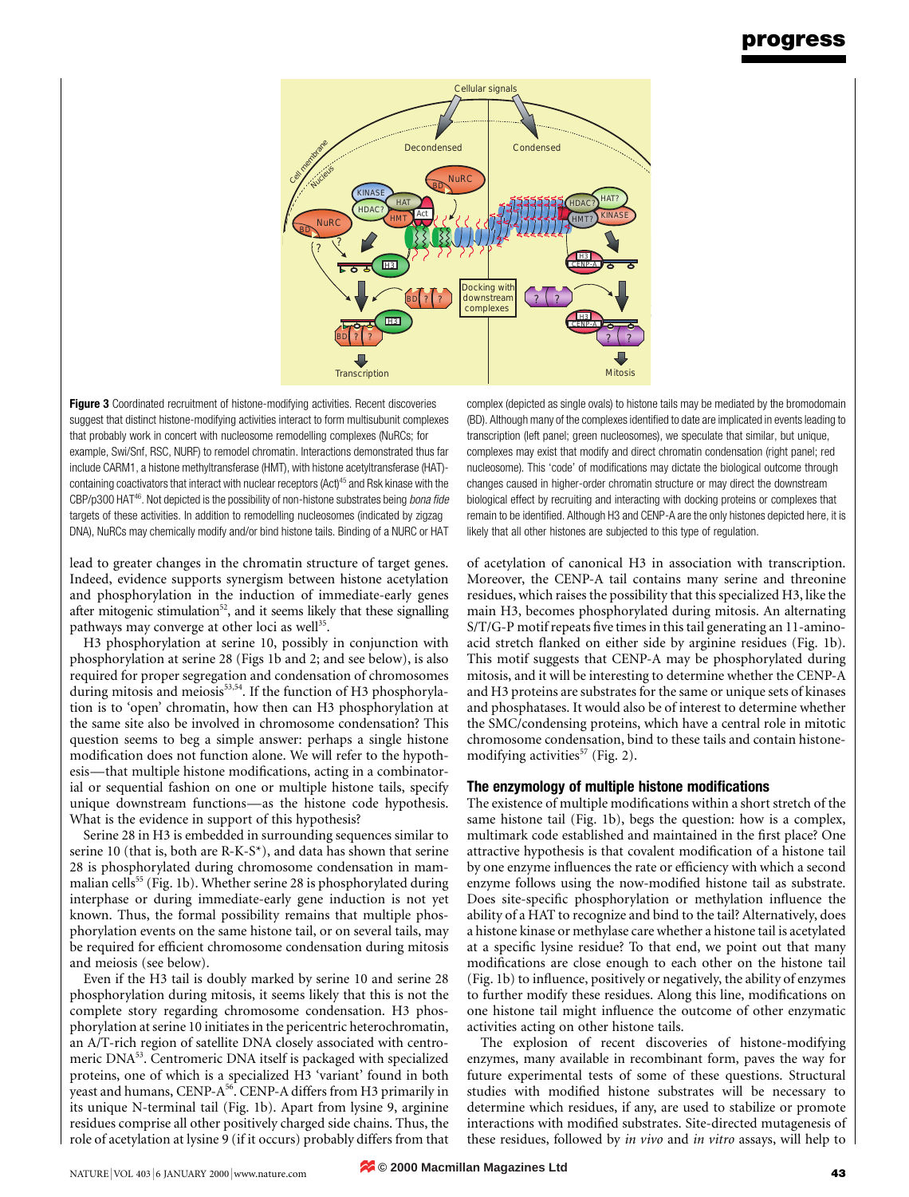**Figure 3** Coordinated recruitment of histone-modifying activities. Recent discoveries suggest that distinct histone-modifying activities interact to form multisubunit complexes that probably work in concert with nucleosome remodelling complexes (NuRCs; for example, Swi/Snf, RSC, NURF) to remodel chromatin. Interactions demonstrated thus far include CARM1, a histone methyltransferase (HMT), with histone acetyltransferase (HAT)-containing coactivators that interact with nuclear receptors (Act)[45] and Rsk kinase with the CBP/p300 HAT[46]. Not depicted is the possibility of non-histone substrates being *bona fide* targets of these activities. In addition to remodelling nucleosomes (indicated by zigzag DNA), NuRCs may chemically modify and/or bind histone tails. Binding of a NURC or HAT complex (depicted as single ovals) to histone tails may be mediated by the bromodomain (BD). Although many of the complexes identified to date are implicated in events leading to transcription (left panel; green nucleosomes), we speculate that similar, but unique, complexes may exist that modify and direct chromatin condensation (right panel; red nucleosome). This 'code' of modifications may dictate the biological outcome through changes caused in higher-order chromatin structure or may direct the downstream biological effect by recruiting and interacting with docking proteins or complexes that remain to be identified. Although H3 and CENP-A are the only histones depicted here, it is likely that all other histones are subjected to this type of regulation.

lead to greater changes in the chromatin structure of target genes. Indeed, evidence supports synergism between histone acetylation and phosphorylation in the induction of immediate-early genes after mitogenic stimulation[52], and it seems likely that these signalling pathways may converge at other loci as well[35].

H3 phosphorylation at serine 10, possibly in conjunction with phosphorylation at serine 28 (Figs 1b and 2; and see below), is also required for proper segregation and condensation of chromosomes during mitosis and meiosis[53,54]. If the function of H3 phosphorylation is to 'open' chromatin, how then can H3 phosphorylation at the same site also be involved in chromosome condensation? This question seems to beg a simple answer: perhaps a single histone modification does not function alone. We will refer to the hypothesis—that multiple histone modifications, acting in a combinatorial or sequential fashion on one or multiple histone tails, specify unique downstream functions—as the histone code hypothesis. What is the evidence in support of this hypothesis?

Serine 28 in H3 is embedded in surrounding sequences similar to serine 10 (that is, both are R-K-S*), and data has shown that serine 28 is phosphorylated during chromosome condensation in mammalian cells[55] (Fig. 1b). Whether serine 28 is phosphorylated during interphase or during immediate-early gene induction is not yet known. Thus, the formal possibility remains that multiple phosphorylation events on the same histone tail, or on several tails, may be required for efficient chromosome condensation during mitosis and meiosis (see below).

Even if the H3 tail is doubly marked by serine 10 and serine 28 phosphorylation during mitosis, it seems likely that this is not the complete story regarding chromosome condensation. H3 phosphorylation at serine 10 initiates in the pericentric heterochromatin, an A/T-rich region of satellite DNA closely associated with centromeric DNA[53]. Centromeric DNA itself is packaged with specialized proteins, one of which is a specialized H3 'variant' found in both yeast and humans, CENP-A[56]. CENP-A differs from H3 primarily in its unique N-terminal tail (Fig. 1b). Apart from lysine 9, arginine residues comprise all other positively charged side chains. Thus, the role of acetylation at lysine 9 (if it occurs) probably differs from that of acetylation of canonical H3 in association with transcription. Moreover, the CENP-A tail contains many serine and threonine residues, which raises the possibility that this specialized H3, like the main H3, becomes phosphorylated during mitosis. An alternating S/T/G-P motif repeats five times in this tail generating an 11-amino-acid stretch flanked on either side by arginine residues (Fig. 1b). This motif suggests that CENP-A may be phosphorylated during mitosis, and it will be interesting to determine whether the CENP-A and H3 proteins are substrates for the same or unique sets of kinases and phosphatases. It would also be of interest to determine whether the SMC/condensing proteins, which have a central role in mitotic chromosome condensation, bind to these tails and contain histone-modifying activities[57] (Fig. 2).

## The enzymology of multiple histone modifications

The existence of multiple modifications within a short stretch of the same histone tail (Fig. 1b), begs the question: how is a complex, multimark code established and maintained in the first place? One attractive hypothesis is that covalent modification of a histone tail by one enzyme influences the rate or efficiency with which a second enzyme follows using the now-modified histone tail as substrate. Does site-specific phosphorylation influence the ability of a HAT to recognize and bind to the tail? Alternatively, does a histone kinase or methylase care whether a histone tail is acetylated at a specific lysine residue? To that end, we point out that many modifications are close enough to each other on the histone tail (Fig. 1b) to influence, positively or negatively, the ability of enzymes to further modify these residues. Along this line, modifications on one histone tail might influence the outcome of other enzymatic activities acting on other histone tails.

The explosion of recent discoveries of histone-modifying enzymes, many available in recombinant form, paves the way for future experimental tests of some of these questions. Structural studies with modified histone substrates will be necessary to determine which residues, if any, are used to stabilize or promote interactions with modified substrates. Site-directed mutagenesis of these residues, followed by *in vivo* and *in vitro* assays, will help to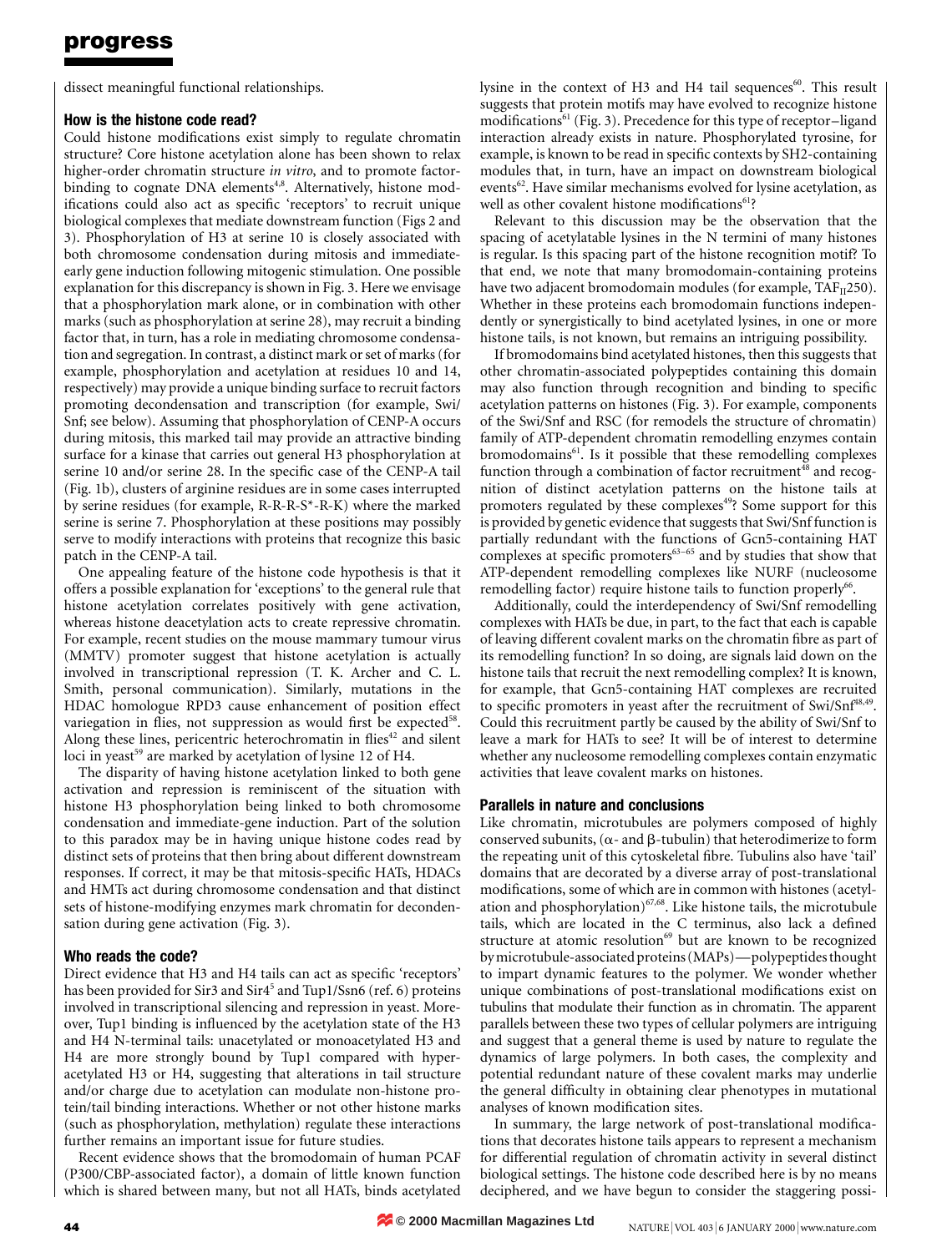dissect meaningful functional relationships.

### How is the histone code read?

Could histone modifications exist simply to regulate chromatin structure? Core histone acetylation alone has been shown to relax higher-order chromatin structure *in vitro*, and to promote factor-binding to cognate DNA elements[4,8]. Alternatively, histone modifications could also act as specific 'receptors' to recruit unique biological complexes that mediate downstream function (Figs 2 and 3). Phosphorylation of H3 at serine 10 is closely associated with both chromosome condensation during mitosis and immediate-early gene induction following mitogenic stimulation. One possible explanation for this discrepancy is shown in Fig. 3. Here we envisage that a phosphorylation mark alone, or in combination with other marks (such as phosphorylation at serine 28), may recruit a binding factor that, in turn, has a role in mediating chromosome condensation and segregation. In contrast, a distinct mark or set of marks (for example, phosphorylation and acetylation at residues 10 and 14, respectively) may provide a unique binding surface to recruit factors promoting decondensation and transcription (for example, Swi/Snf; see below). Assuming that phosphorylation of CENP-A occurs during mitosis, this marked tail may provide an attractive binding surface for a kinase that carries out general H3 phosphorylation at serine 10 and/or serine 28. In the specific case of the CENP-A tail (Fig. 1b), clusters of arginine residues are in some cases interrupted by serine residues (for example, R-R-R-S*-R-K) where the marked serine is serine 7. Phosphorylation at these positions may possibly serve to modify interactions with proteins that recognize this basic patch in the CENP-A tail.

One appealing feature of the histone code hypothesis is that it offers a possible explanation for 'exceptions' to the general rule that histone acetylation correlates positively with gene activation, whereas histone deacetylation acts to create repressive chromatin. For example, recent studies on the mouse mammary tumour virus (MMTV) promoter suggest that histone acetylation is actually involved in transcriptional repression (T. K. Archer and C. L. Smith, personal communication). Similarly, mutations in the HDAC homologue RPD3 cause enhancement of position effect variegation in flies, not suppression as would first be expected[58]. Along these lines, pericentric heterochromatin in flies[42] and silent loci in yeast[59] are marked by acetylation of lysine 12 of H4.

The disparity of having histone acetylation linked to both gene activation and repression is reminiscent of the situation with histone H3 phosphorylation being linked to both chromosome condensation and immediate-gene induction. Part of the solution to this paradox may be in having unique histone codes read by distinct sets of proteins that then bring about different downstream responses. If correct, it may be that mitosis-specific HATs, HDACs and HMTs act during chromosome condensation and that distinct sets of histone-modifying enzymes mark chromatin for decondensation during gene activation (Fig. 3).

### Who reads the code?

Direct evidence that H3 and H4 tails can act as specific 'receptors' has been provided for Sir3 and Sir4[5] and Tup1/Ssn6 (ref. 6) proteins involved in transcriptional silencing and repression in yeast. Moreover, Tup1 binding is influenced by the acetylation state of the H3 and H4 N-terminal tails: unacetylated or monoacetylated H3 and H4 are more strongly bound by Tup1 compared with hyperacetylated H3 or H4, suggesting that alterations in tail structure and/or charge due to acetylation can modulate non-histone protein/tail binding interactions. Whether or not other histone marks (such as phosphorylation, methylation) regulate these interactions further remains an important issue for future studies.

Recent evidence shows that the bromodomain of human PCAF (P300/CBP-associated factor), a domain of little known function which is shared between many, but not all HATs, binds acetylated lysine in the context of H3 and H4 tail sequences[60]. This result suggests that protein motifs may have evolved to recognize histone modifications[61] (Fig. 3). Precedence for this type of receptor–ligand interaction already exists in nature. Phosphorylated tyrosine, for example, is known to be read in specific contexts by SH2-containing modules that, in turn, have an impact on downstream biological events[62]. Have similar mechanisms evolved for lysine acetylation, as well as other covalent histone modifications[61]?

Relevant to this discussion may be the observation that the spacing of acetylatable lysines in the N termini of many histones is regular. Is this spacing part of the histone recognition motif? To that end, we note that many bromodomain-containing proteins have two adjacent bromodomain modules (for example, $TAF_{II}250$). Whether in these proteins each bromodomain functions independently or synergistically to bind acetylated lysines, in one or more histone tails, is not known, but remains an intriguing possibility.

If bromodomains bind acetylated histones, then this suggests that other chromatin-associated polypeptides containing this domain may also function through recognition and binding to specific acetylation patterns on histones (Fig. 3). For example, components of the Swi/Snf and RSC (for remodels the structure of chromatin) family of ATP-dependent chromatin remodelling enzymes contain bromodomains[61]. Is it possible that these remodelling complexes function through a combination of factor recruitment[48] and recognition of distinct acetylation patterns on the histone tails at promoters regulated by these complexes[49]? Some support for this is provided by genetic evidence that suggests that Swi/Snf function is partially redundant with the functions of Gcn5-containing HAT complexes at specific promoters[63–65] and by studies that show that ATP-dependent remodelling complexes like NURF (nucleosome remodelling factor) require histone tails to function properly[66].

Additionally, could the interdependency of Swi/Snf remodelling complexes with HATs be due, in part, to the fact that each is capable of leaving different covalent marks on the chromatin fibre as part of its remodelling function? In so doing, are signals laid down on the histone tails that recruit the next remodelling complex? It is known, for example, that Gcn5-containing HAT complexes are recruited to specific promoters in yeast after the recruitment of Swi/Snf[48,49]. Could this recruitment partly be caused by the ability of Swi/Snf to leave a mark for HATs to see? It will be of interest to determine whether any nucleosome remodelling complexes contain enzymatic activities that leave covalent marks on histones.

### Parallels in nature and conclusions

Like chromatin, microtubules are polymers composed of highly conserved subunits, ($\alpha$- and $\beta$-tubulin) that heterodimerize to form the repeating unit of this cytoskeletal fibre. Tubulins also have 'tail' domains that are decorated by a diverse array of post-translational modifications, some of which are in common with histones (acetylation and phosphorylation)[67,68]. Like histone tails, the microtubule tails, which are located in the C terminus, also lack a defined structure at atomic resolution[69] but are known to be recognized by microtubule-associated proteins (MAPs)—polypeptides thought to impart dynamic features to the polymer. We wonder whether unique combinations of post-translational modifications exist on tubulins that modulate their function as in chromatin. The apparent parallels between these two types of cellular polymers are intriguing and suggest that a general theme is used by nature to regulate the dynamics of large polymers. In both cases, the complexity and potential redundant nature of these covalent marks may underlie the general difficulty in obtaining clear phenotypes in mutational analyses of known modification sites.

In summary, the large network of post-translational modifications that decorates histone tails appears to represent a mechanism for differential regulation of chromatin activity in several distinct biological settings. The histone code described here is by no means deciphered, and we have begun to consider the staggering possi-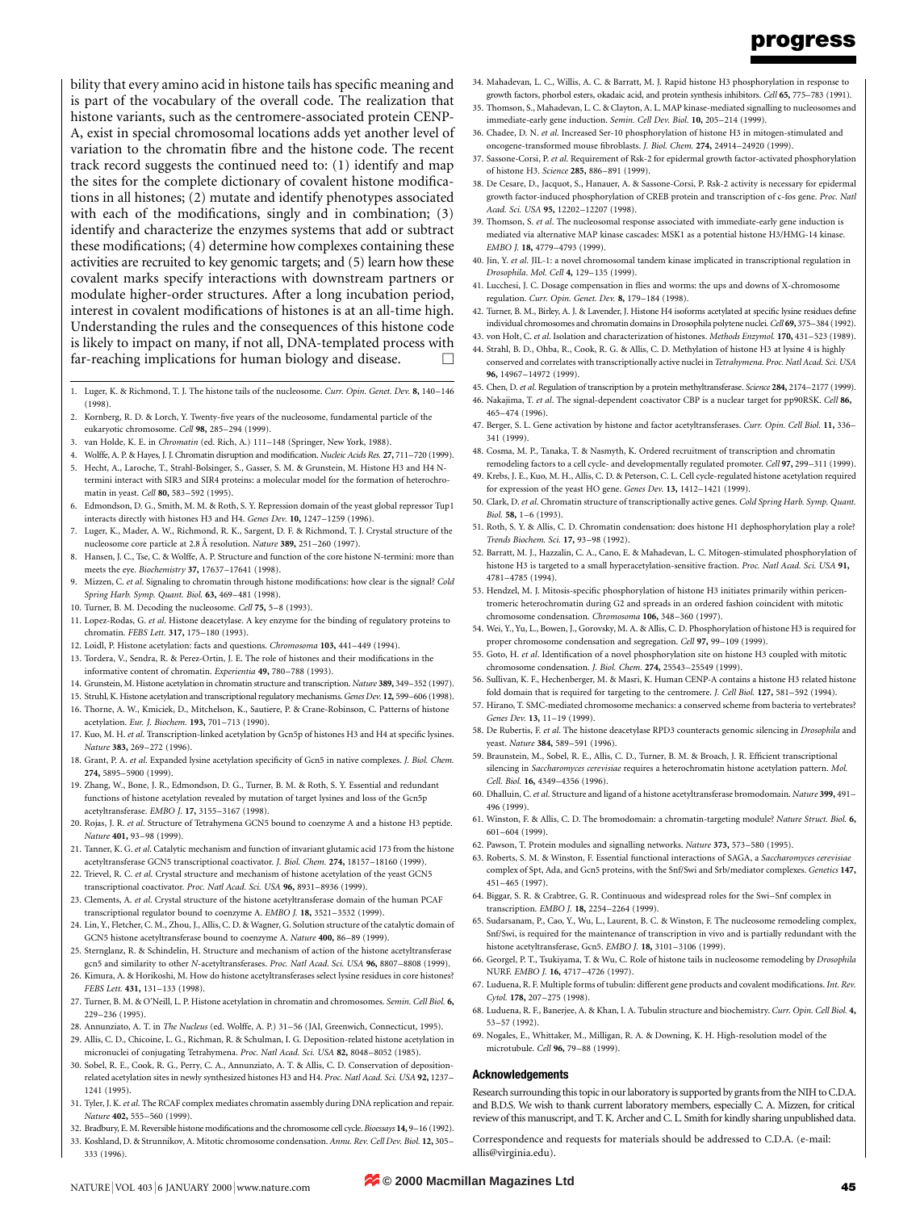bility that every amino acid in histone tails has specific meaning and is part of the vocabulary of the overall code. The realization that histone variants, such as the centromere-associated protein CENP-A, exist in special chromosomal locations adds yet another level of variation to the chromatin fibre and the histone code. The recent track record suggests the continued need to: (1) identify and map the sites for the complete dictionary of covalent histone modifications in all histones; (2) mutate and identify phenotypes associated with each of the modifications, singly and in combination; (3) identify and characterize the enzymes systems that add or subtract these modifications; (4) determine how complexes containing these activities are recruited to key genomic targets; and (5) learn how these covalent marks specify interactions with downstream partners or modulate higher-order structures. After a long incubation period, interest in covalent modifications of histones is at an all-time high. Understanding the rules and the consequences of this histone code is likely to impact on many, if not all, DNA-templated process with far-reaching implications for human biology and disease. □

1. Luger, K. & Richmond, T. J. The histone tails of the nucleosome. *Curr. Opin. Genet. Dev.* **8,** 140–146 (1998).
2. Kornberg, R. D. & Lorch, Y. Twenty-five years of the nucleosome, fundamental particle of the eukaryotic chromosome. *Cell* **98,** 285–294 (1999).
3. van Holde, K. E. in *Chromatin* (ed. Rich, A.) 111–148 (Springer, New York, 1988).
4. Wolffe, A. P. & Hayes, J. J. Chromatin disruption and modification. *Nucleic Acids Res.* **27,** 711–720 (1999).
5. Hecht, A., Laroche, T., Strahl-Bolsinger, S., Gasser, S. M. & Grunstein, M. Histone H3 and H4 N-termini interact with SIR3 and SIR4 proteins: a molecular model for the formation of heterochromatin in yeast. *Cell* **80,** 583–592 (1995).
6. Edmondson, D. G., Smith, M. M. & Roth, S. Y. Repression domain of the yeast global repressor Tup1 interacts directly with histones H3 and H4. *Genes Dev.* **10,** 1247–1259 (1996).
7. Luger, K., Mader, A. W., Richmond, R. K., Sargent, D. F. & Richmond, T. J. Crystal structure of the nucleosome core particle at 2.8 Å resolution. *Nature* **389,** 251–260 (1997).
8. Hansen, J. C., Tse, C. & Wolffe, A. P. Structure and function of the core histone N-termini: more than meets the eye. *Biochemistry* **37,** 17637–17641 (1998).
9. Mizzen, C. *et al.* Signaling to chromatin through histone modifications: how clear is the signal? *Cold Spring Harb. Symp. Quant. Biol.* **63,** 469–481 (1998).
10. Turner, B. M. Decoding the nucleosome. *Cell* **75,** 5–8 (1993).
11. Lopez-Rodas, G. *et al.* Histone deacetylase. A key enzyme for the binding of regulatory proteins to chromatin. *FEBS Lett.* **317,** 175–180 (1993).
12. Loidl, P. Histone acetylation: facts and questions. *Chromosoma* **103,** 441–449 (1994).
13. Tordera, V., Sendra, R. & Perez-Ortin, J. E. The role of histones and their modifications in the informative content of chromatin. *Experientia* **49,** 780–788 (1993).
14. Grunstein, M. Histone acetylation in chromatin structure and transcription. *Nature* **389,** 349–352 (1997).
15. Struhl, K. Histone acetylation and transcriptional regulatory mechanisms. *Genes Dev.* **12,** 599–606 (1998).
16. Thorne, A. W., Kmiciek, D., Mitchelson, K., Sautiere, P. & Crane-Robinson, C. Patterns of histone acetylation. *Eur. J. Biochem.* **193,** 701–713 (1990).
17. Kuo, M. H. *et al.* Transcription-linked acetylation by Gcn5p of histones H3 and H4 at specific lysines. *Nature* **383,** 269–272 (1996).
18. Grant, P. A. *et al.* Expanded lysine acetylation specificity of Gcn5 in native complexes. *J. Biol. Chem.* **274,** 5895–5900 (1999).
19. Zhang, W., Bone, J. R., Edmondson, D. G., Turner, B. M. & Roth, S. Y. Essential and redundant functions of histone acetylation revealed by mutation of target lysines and loss of the Gcn5p acetyltransferase. *EMBO J.* **17,** 3155–3167 (1998).
20. Rojas, J. R. *et al.* Structure of Tetrahymena GCN5 bound to coenzyme A and a histone H3 peptide. *Nature* **401,** 93–98 (1999).
21. Tanner, K. G. *et al.* Catalytic mechanism and function of invariant glutamic acid 173 from the histone acetyltransferase GCN5 transcriptional coactivator. *J. Biol. Chem.* **274,** 18157–18160 (1999).
22. Trievel, R. C. *et al.* Crystal structure and mechanism of histone acetylation of the yeast GCN5 transcriptional coactivator. *Proc. Natl Acad. Sci. USA* **96,** 8931–8936 (1999).
23. Clements, A. *et al.* Crystal structure of the histone acetyltransferase domain of the human PCAF transcriptional regulator bound to coenzyme A. *EMBO J.* **18,** 3521–3532 (1999).
24. Lin, Y., Fletcher, C. M., Zhou, J., Allis, C. D. & Wagner, G. Solution structure of the catalytic domain of GCN5 histone acetyltransferase bound to coenzyme A. *Nature* **400,** 86–89 (1999).
25. Sternglanz, R. & Schindelin, H. Structure and mechanism of action of the histone acetyltransferase gcn5 and similarity to other *N*-acetyltransferases. *Proc. Natl Acad. Sci. USA* **96,** 8807–8808 (1999).
26. Kimura, A. & Horikoshi, M. How do histone acetyltransferases select lysine residues in core histones? *FEBS Lett.* **431,** 131–133 (1998).
27. Turner, B. M. & O'Neill, L. P. Histone acetylation in chromatin and chromosomes. *Semin. Cell Biol.* **6,** 229–236 (1995).
28. Annunziato, A. T. in *The Nucleus* (ed. Wolffe, A. P.) 31–56 (JAI, Greenwich, Connecticut, 1995).
29. Allis, C. D., Chicoine, L. G., Richman, R. & Schulman, I. G. Deposition-related histone acetylation in micronuclei of conjugating Tetrahymena. *Proc. Natl Acad. Sci. USA* **82,** 8048–8052 (1985).
30. Sobel, R. E., Cook, R. G., Perry, C. A., Annunziato, A. T. & Allis, C. D. Conservation of deposition-related acetylation sites in newly synthesized histones H3 and H4. *Proc. Natl Acad. Sci. USA* **92,** 1237–1241 (1995).
31. Tyler, J. K. *et al.* The RCAF complex mediates chromatin assembly during DNA replication and repair. *Nature* **402,** 555–560 (1999).
32. Bradbury, E. M. Reversible histone modifications and the chromosome cell cycle. *Bioessays* **14,** 9–16 (1992).
33. Koshland, D. & Strunnikov, A. Mitotic chromosome condensation. *Annu. Rev. Cell Dev. Biol.* **12,** 305–333 (1996).
34. Mahadevan, L. C., Willis, A. C. & Barratt, M. J. Rapid histone H3 phosphorylation in response to growth factors, phorbol esters, okadaic acid, and protein synthesis inhibitors. *Cell* **65,** 775–783 (1991).
35. Thomson, S., Mahadevan, L. C. & Clayton, A. L. MAP kinase-mediated signalling to nucleosomes and immediate-early gene induction. *Semin. Cell Dev. Biol.* **10,** 205–214 (1999).
36. Chadee, D. N. *et al.* Increased Ser-10 phosphorylation of histone H3 in mitogen-stimulated and oncogene-transformed mouse fibroblasts. *J. Biol. Chem.* **274,** 24914–24920 (1999).
37. Sassone-Corsi, P. *et al.* Requirement of Rsk-2 for epidermal growth factor-activated phosphorylation of histone H3. *Science* **285,** 886–891 (1999).
38. De Cesare, D., Jacquot, S., Hanauer, A. & Sassone-Corsi, P. Rsk-2 activity is necessary for epidermal growth factor-induced phosphorylation of CREB protein and transcription of c-fos gene. *Proc. Natl Acad. Sci. USA* **95,** 12202–12207 (1998).
39. Thomson, S. *et al.* The nucleosomal response associated with immediate-early gene induction is mediated via alternative MAP kinase cascades: MSK1 as a potential histone H3/HMG-14 kinase. *EMBO J.* **18,** 4779–4793 (1999).
40. Jin, Y. *et al.* JIL-1: a novel chromosomal tandem kinase implicated in transcriptional regulation in *Drosophila*. *Mol. Cell* **4,** 129–135 (1999).
41. Lucchesi, J. C. Dosage compensation in flies and worms: the ups and downs of X-chromosome regulation. *Curr. Opin. Genet. Dev.* **8,** 179–184 (1998).
42. Turner, B. M., Birley, A. J. & Lavender, J. Histone H4 isoforms acetylated at specific lysine residues define individual chromosomes and chromatin domains in Drosophila polytene nuclei. *Cell* **69,** 375–384 (1992).
43. von Holt, C. *et al.* Isolation and characterization of histones. *Methods Enzymol.* **170,** 431–523 (1989).
44. Strahl, B. D., Ohba, R., Cook, R. G. & Allis, C. D. Methylation of histone H3 at lysine 4 is highly conserved and correlates with transcriptionally active nuclei in *Tetrahymena*. *Proc. Natl Acad. Sci. USA* **96,** 14967–14972 (1999).
45. Chen, D. *et al.* Regulation of transcription by a protein methyltransferase. *Science* **284,** 2174–2177 (1999).
46. Nakajima, T. *et al.* The signal-dependent coactivator CBP is a nuclear target for pp90RSK. *Cell* **86,** 465–474 (1996).
47. Berger, S. L. Gene activation by histone and factor acetyltransferases. *Curr. Opin. Cell Biol.* **11,** 336–341 (1999).
48. Cosma, M. P., Tanaka, T. & Nasmyth, K. Ordered recruitment of transcription and chromatin remodeling factors to a cell cycle- and developmentally regulated promoter. *Cell* **97,** 299–311 (1999).
49. Krebs, J. E., Kuo, M. H., Allis, C. D. & Peterson, C. L. Cell cycle-regulated histone acetylation required for expression of the yeast HO gene. *Genes Dev.* **13,** 1412–1421 (1999).
50. Clark, D. *et al.* Chromatin structure of transcriptionally active genes. *Cold Spring Harb. Symp. Quant. Biol.* **58,** 1–6 (1993).
51. Roth, S. Y. & Allis, C. D. Chromatin condensation: does histone H1 dephosphorylation play a role? *Trends Biochem. Sci.* **17,** 93–98 (1992).
52. Barratt, M. J., Hazzalin, C. A., Cano, E. & Mahadevan, L. C. Mitogen-stimulated phosphorylation of histone H3 is targeted to a small hyperacetylation-sensitive fraction. *Proc. Natl Acad. Sci. USA* **91,** 4781–4785 (1994).
53. Hendzel, M. J. Mitosis-specific phosphorylation of histone H3 initiates primarily within pericentromeric heterochromatin during G2 and spreads in an ordered fashion coincident with mitotic chromosome condensation. *Chromosoma* **106,** 348–360 (1997).
54. Wei, Y., Yu, L., Bowen, J., Gorovsky, M. A. & Allis, C. D. Phosphorylation of histone H3 is required for proper chromosome condensation and segregation. *Cell* **97,** 99–109 (1999).
55. Goto, H. *et al.* Identification of a novel phosphorylation site on histone H3 coupled with mitotic chromosome condensation. *J. Biol. Chem.* **274,** 25543–25549 (1999).
56. Sullivan, K. F., Hechenberger, M. & Masri, K. Human CENP-A contains a histone H3 related histone fold domain that is required for targeting to the centromere. *J. Cell Biol.* **127,** 581–592 (1994).
57. Hirano, T. SMC-mediated chromosome mechanics: a conserved scheme from bacteria to vertebrates? *Genes Dev.* **13,** 11–19 (1999).
58. De Rubertis, F. *et al.* The histone deacetylase RPD3 counteracts genomic silencing in *Drosophila* and yeast. *Nature* **384,** 589–591 (1996).
59. Braunstein, M., Sobel, R. E., Allis, C. D., Turner, B. M. & Broach, J. R. Efficient transcriptional silencing in *Saccharomyces cerevisiae* requires a heterochromatin histone acetylation pattern. *Mol. Cell. Biol.* **16,** 4349–4356 (1996).
60. Dhalluin, C. *et al.* Structure and ligand of a histone acetyltransferase bromodomain. *Nature* **399,** 491–496 (1999).
61. Winston, F. & Allis, C. D. The bromodomain: a chromatin-targeting module? *Nature Struct. Biol.* **6,** 601–604 (1999).
62. Pawson, T. Protein modules and signalling networks. *Nature* **373,** 573–580 (1995).
63. Roberts, S. M. & Winston, F. Essential functional interactions of SAGA, a *Saccharomyces cerevisiae* complex of Spt, Ada, and Gcn5 proteins, with the Snf/Swi and Srb/mediator complexes. *Genetics* **147,** 451–465 (1997).
64. Biggar, S. R. & Crabtree, G. R. Continuous and widespread roles for the Swi–Snf complex in transcription. *EMBO J.* **18,** 2254–2264 (1999).
65. Sudarsanam, P., Cao, Y., Wu, L., Laurent, B. C. & Winston, F. The nucleosome remodeling complex, Snf/Swi, is required for the maintenance of transcription in vivo and is partially redundant with the histone acetyltransferase, Gcn5. *EMBO J.* **18,** 3101–3106 (1999).
66. Georgel, P. T., Tsukiyama, T. & Wu, C. Role of histone tails in nucleosome remodeling by *Drosophila* NURF. *EMBO J.* **16,** 4717–4726 (1997).
67. Luduena, R. F. Multiple forms of tubulin: different gene products and covalent modifications. *Int. Rev. Cytol.* **178,** 207–275 (1998).
68. Luduena, R. F., Banerjee, A. & Khan, I. A. Tubulin structure and biochemistry. *Curr. Opin. Cell Biol.* **4,** 53–57 (1992).
69. Nogales, E., Whittaker, M., Milligan, R. A. & Downing, K. H. High-resolution model of the microtubule. *Cell* **96,** 79–88 (1999).

### Acknowledgements

Research surrounding this topic in our laboratory is supported by grants from the NIH to C.D.A. and B.D.S. We wish to thank current laboratory members, especially C. A. Mizzen, for critical review of this manuscript, and T. K. Archer and C. L. Smith for kindly sharing unpublished data.

Correspondence and requests for materials should be addressed to C.D.A. (e-mail: allis@virginia.edu).